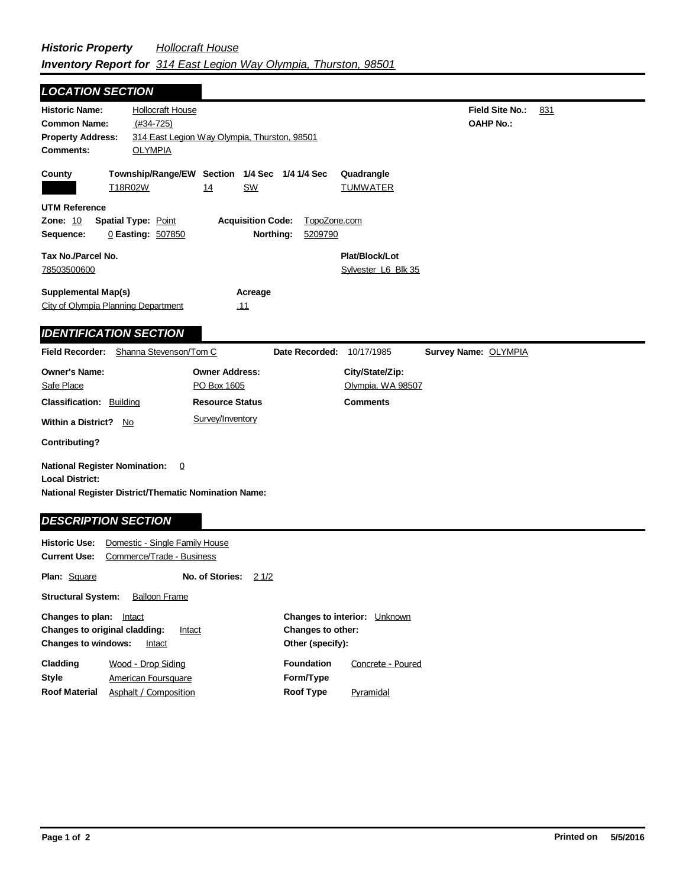***Historic Property*** *Hollocraft House*
***Inventory Report for*** *314 East Legion Way Olympia, Thurston, 98501*

## LOCATION SECTION

**Historic Name:** Hollocraft House
**Common Name:** (#34-725)
**Property Address:** 314 East Legion Way Olympia, Thurston, 98501
**Comments:** OLYMPIA

**Field Site No.:** 831
**OAHP No.:**

| County | Township/Range/EW | Section | 1/4 Sec | 1/4 1/4 Sec | Quadrangle |
|---|---|---|---|---|---|
| | T18R02W | 14 | SW | | TUMWATER |

**UTM Reference**
**Zone:** 10 **Spatial Type:** Point **Acquisition Code:** TopoZone.com
**Sequence:** 0 **Easting:** 507850 **Northing:** 5209790

**Tax No./Parcel No.** 78503500600
**Plat/Block/Lot** Sylvester L6 Blk 35

**Supplemental Map(s)** City of Olympia Planning Department
**Acreage** .11

## IDENTIFICATION SECTION

**Field Recorder:** Shanna Stevenson/Tom C **Date Recorded:** 10/17/1985 **Survey Name:** OLYMPIA

**Owner's Name:** Safe Place
**Owner Address:** PO Box 1605
**City/State/Zip:** Olympia, WA 98507

**Classification:** Building
**Resource Status** Survey/Inventory
**Comments**

**Within a District?** No

**Contributing?**

**National Register Nomination:** 0
**Local District:**
**National Register District/Thematic Nomination Name:**

## DESCRIPTION SECTION

**Historic Use:** Domestic - Single Family House
**Current Use:** Commerce/Trade - Business

**Plan:** Square **No. of Stories:** 2 1/2

**Structural System:** Balloon Frame

**Changes to plan:** Intact
**Changes to original cladding:** Intact
**Changes to windows:** Intact
**Changes to interior:** Unknown
**Changes to other:**
**Other (specify):**

**Cladding** Wood - Drop Siding
**Style** American Foursquare
**Roof Material** Asphalt / Composition
**Foundation** Concrete - Poured
**Form/Type**
**Roof Type** Pyramidal

**Printed on** 5/5/2016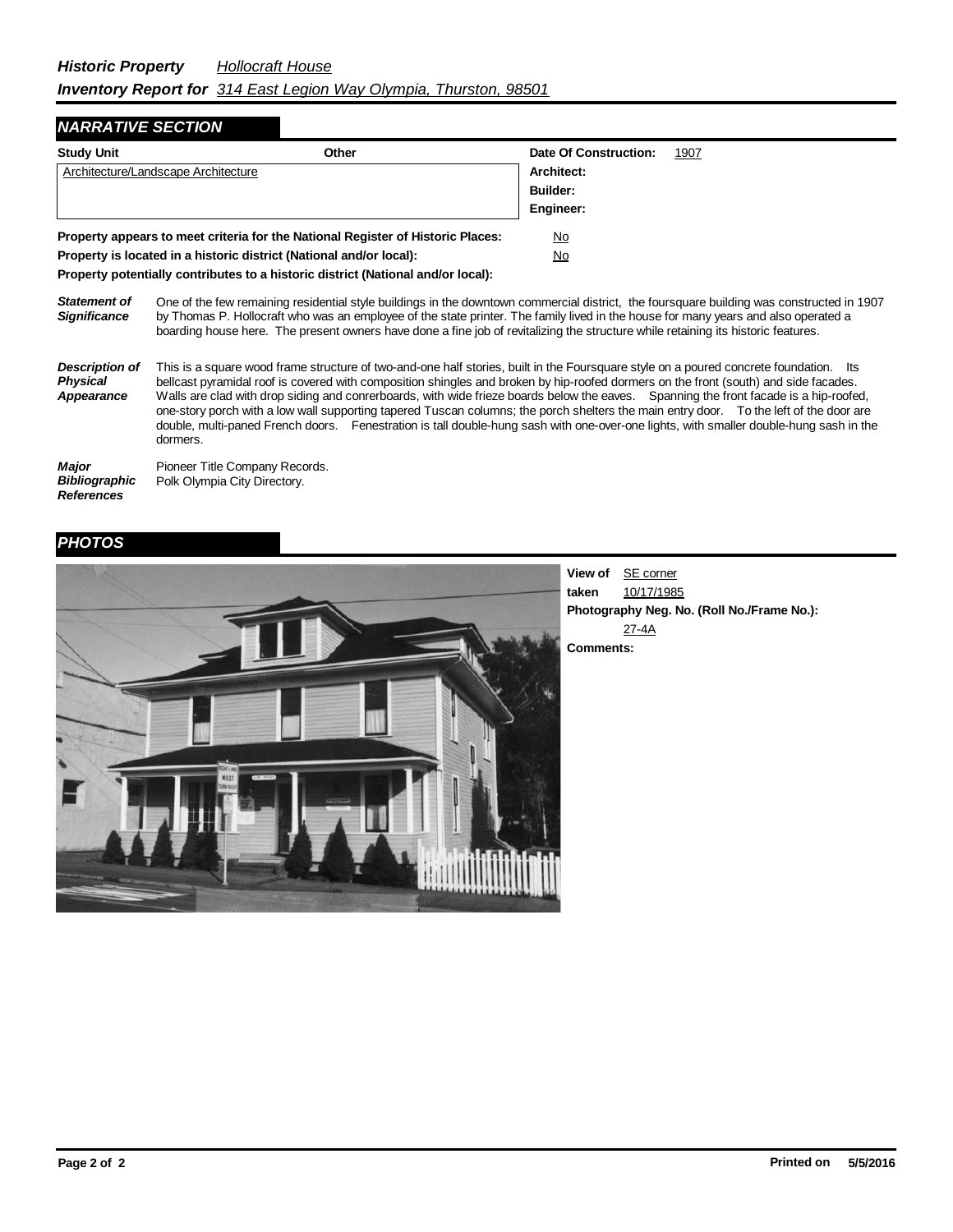***Historic Property*** *Hollocraft House*

***Inventory Report for*** *314 East Legion Way Olympia, Thurston, 98501*

## *NARRATIVE SECTION*

| Study Unit | Other | | |
|---|---|---|---|
| Architecture/Landscape Architecture | | **Date Of Construction:** | 1907 |
| | | **Architect:** | |
| | | **Builder:** | |
| | | **Engineer:** | |

**Property appears to meet criteria for the National Register of Historic Places:** No

**Property is located in a historic district (National and/or local):** No

**Property potentially contributes to a historic district (National and/or local):**

***Statement of Significance***

One of the few remaining residential style buildings in the downtown commercial district, the foursquare building was constructed in 1907 by Thomas P. Hollocraft who was an employee of the state printer. The family lived in the house for many years and also operated a boarding house here. The present owners have done a fine job of revitalizing the structure while retaining its historic features.

***Description of Physical Appearance***

This is a square wood frame structure of two-and-one half stories, built in the Foursquare style on a poured concrete foundation. Its bellcast pyramidal roof is covered with composition shingles and broken by hip-roofed dormers on the front (south) and side facades. Walls are clad with drop siding and conrerboards, with wide frieze boards below the eaves. Spanning the front facade is a hip-roofed, one-story porch with a low wall supporting tapered Tuscan columns; the porch shelters the main entry door. To the left of the door are double, multi-paned French doors. Fenestration is tall double-hung sash with one-over-one lights, with smaller double-hung sash in the dormers.

***Major Bibliographic References***

Pioneer Title Company Records.
Polk Olympia City Directory.

## *PHOTOS*

**View of** SE corner

**taken** 10/17/1985

**Photography Neg. No. (Roll No./Frame No.):** 27-4A

**Comments:**

**Printed on** 5/5/2016